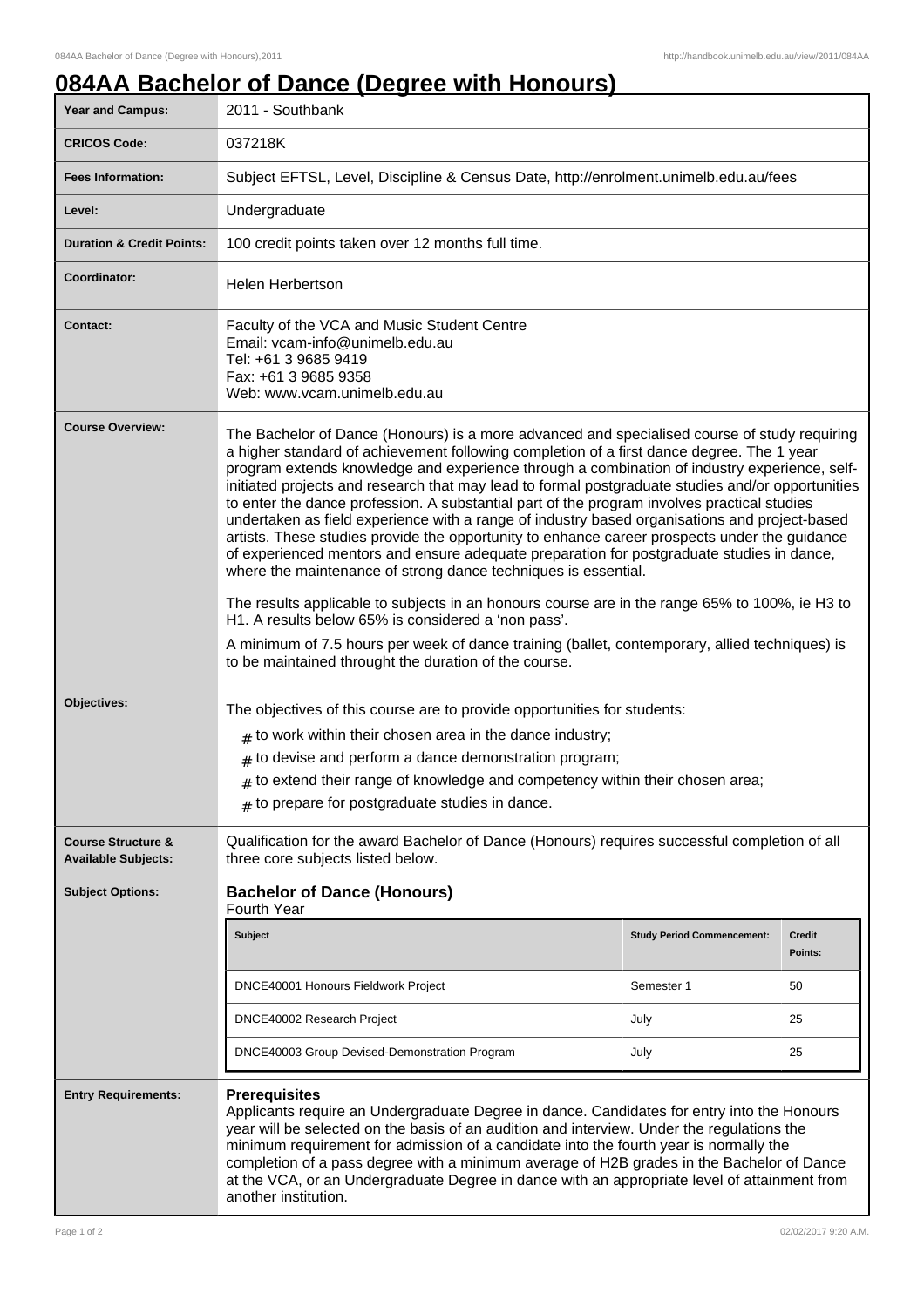# 084AA Bachelor of Dance (Degree with Honours)

| | |
|---|---|
| **Year and Campus:** | 2011 - Southbank |
| **CRICOS Code:** | 037218K |
| **Fees Information:** | Subject EFTSL, Level, Discipline & Census Date, http://enrolment.unimelb.edu.au/fees |
| **Level:** | Undergraduate |
| **Duration & Credit Points:** | 100 credit points taken over 12 months full time. |
| **Coordinator:** | Helen Herbertson |
| **Contact:** | Faculty of the VCA and Music Student Centre<br>Email: vcam-info@unimelb.edu.au<br>Tel: +61 3 9685 9419<br>Fax: +61 3 9685 9358<br>Web: www.vcam.unimelb.edu.au |
| **Course Overview:** | The Bachelor of Dance (Honours) is a more advanced and specialised course of study requiring a higher standard of achievement following completion of a first dance degree. The 1 year program extends knowledge and experience through a combination of industry experience, self-initiated projects and research that may lead to formal postgraduate studies and/or opportunities to enter the dance profession. A substantial part of the program involves practical studies undertaken as field experience with a range of industry based organisations and project-based artists. These studies provide the opportunity to enhance career prospects under the guidance of experienced mentors and ensure adequate preparation for postgraduate studies in dance, where the maintenance of strong dance techniques is essential.<br><br>The results applicable to subjects in an honours course are in the range 65% to 100%, ie H3 to H1. A results below 65% is considered a 'non pass'.<br><br>A minimum of 7.5 hours per week of dance training (ballet, contemporary, allied techniques) is to be maintained throught the duration of the course. |
| **Objectives:** | The objectives of this course are to provide opportunities for students:<br># to work within their chosen area in the dance industry;<br># to devise and perform a dance demonstration program;<br># to extend their range of knowledge and competency within their chosen area;<br># to prepare for postgraduate studies in dance. |
| **Course Structure & Available Subjects:** | Qualification for the award Bachelor of Dance (Honours) requires successful completion of all three core subjects listed below. |
| **Subject Options:** | **Bachelor of Dance (Honours)**<br>Fourth Year |

| Subject | Study Period Commencement: | Credit Points: |
|---|---|---|
| DNCE40001 Honours Fieldwork Project | Semester 1 | 50 |
| DNCE40002 Research Project | July | 25 |
| DNCE40003 Group Devised-Demonstration Program | July | 25 |

| | |
|---|---|
| **Entry Requirements:** | **Prerequisites**<br>Applicants require an Undergraduate Degree in dance. Candidates for entry into the Honours year will be selected on the basis of an audition and interview. Under the regulations the minimum requirement for admission of a candidate into the fourth year is normally the completion of a pass degree with a minimum average of H2B grades in the Bachelor of Dance at the VCA, or an Undergraduate Degree in dance with an appropriate level of attainment from another institution. |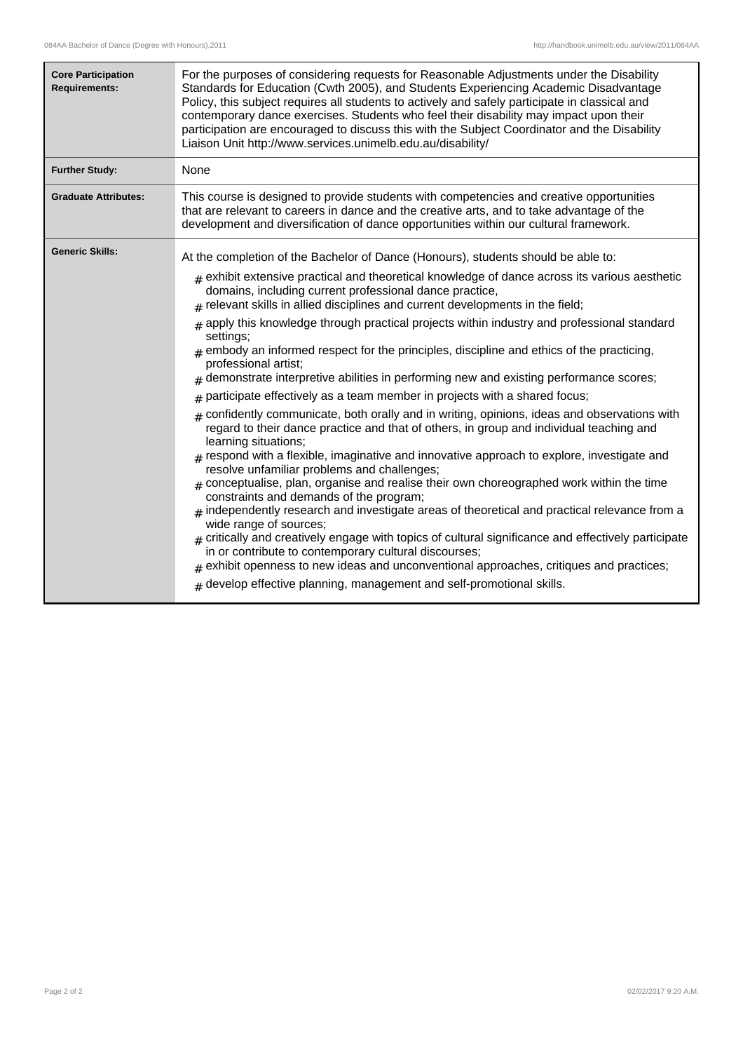| | |
|---|---|
| **Core Participation Requirements:** | For the purposes of considering requests for Reasonable Adjustments under the Disability Standards for Education (Cwth 2005), and Students Experiencing Academic Disadvantage Policy, this subject requires all students to actively and safely participate in classical and contemporary dance exercises. Students who feel their disability may impact upon their participation are encouraged to discuss this with the Subject Coordinator and the Disability Liaison Unit http://www.services.unimelb.edu.au/disability/ |
| **Further Study:** | None |
| **Graduate Attributes:** | This course is designed to provide students with competencies and creative opportunities that are relevant to careers in dance and the creative arts, and to take advantage of the development and diversification of dance opportunities within our cultural framework. |
| **Generic Skills:** | At the completion of the Bachelor of Dance (Honours), students should be able to:<br># exhibit extensive practical and theoretical knowledge of dance across its various aesthetic domains, including current professional dance practice,<br># relevant skills in allied disciplines and current developments in the field;<br># apply this knowledge through practical projects within industry and professional standard settings;<br># embody an informed respect for the principles, discipline and ethics of the practicing, professional artist;<br># demonstrate interpretive abilities in performing new and existing performance scores;<br># participate effectively as a team member in projects with a shared focus;<br># confidently communicate, both orally and in writing, opinions, ideas and observations with regard to their dance practice and that of others, in group and individual teaching and learning situations;<br># respond with a flexible, imaginative and innovative approach to explore, investigate and resolve unfamiliar problems and challenges;<br># conceptualise, plan, organise and realise their own choreographed work within the time constraints and demands of the program;<br># independently research and investigate areas of theoretical and practical relevance from a wide range of sources;<br># critically and creatively engage with topics of cultural significance and effectively participate in or contribute to contemporary cultural discourses;<br># exhibit openness to new ideas and unconventional approaches, critiques and practices;<br># develop effective planning, management and self-promotional skills. |